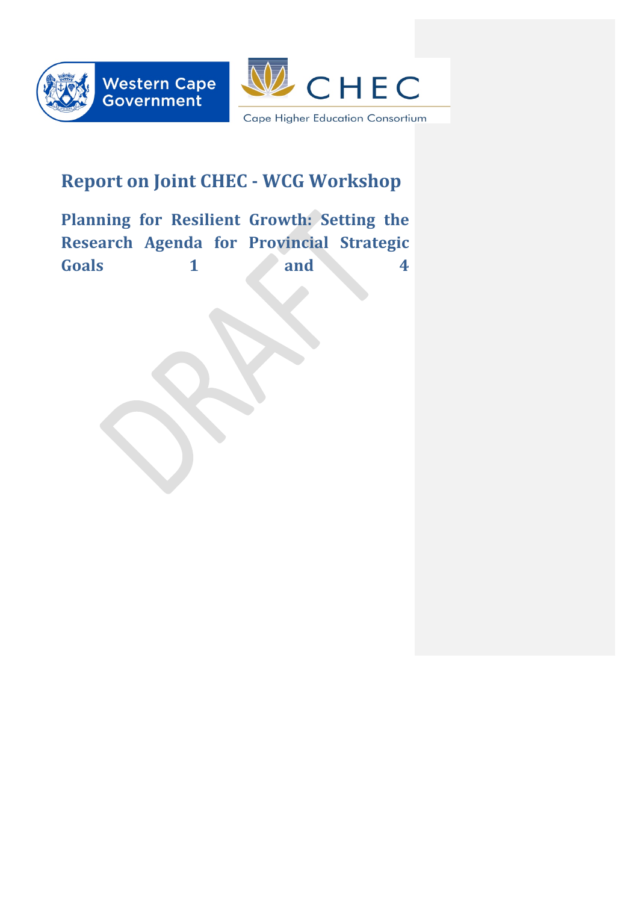Western Cape Government

CHEC

Cape Higher Education Consortium

# Report on Joint CHEC - WCG Workshop

## Planning for Resilient Growth: Setting the Research Agenda for Provincial Strategic Goals 1 and 4

DRAFT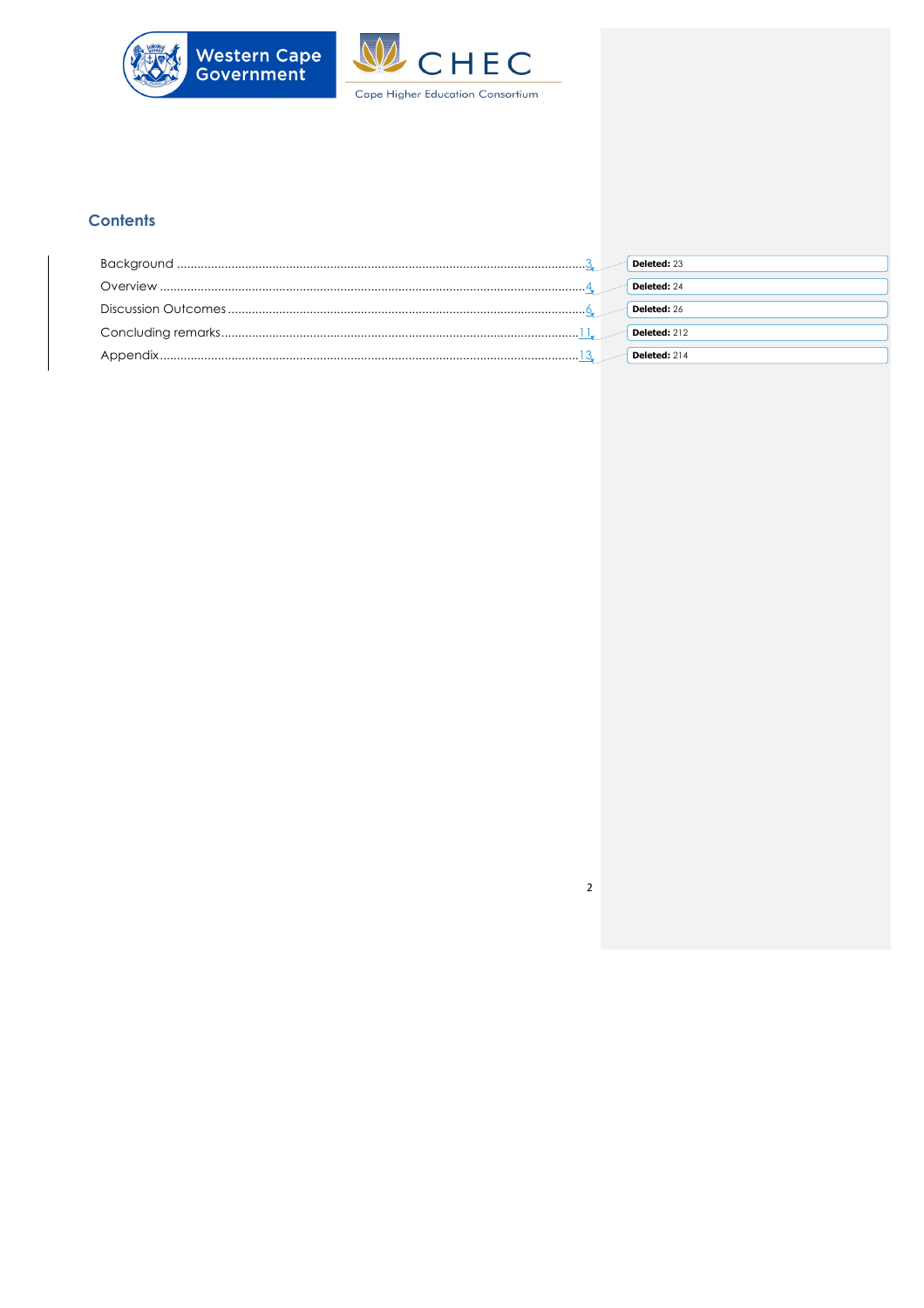## Contents

Background ........................................................ 3

Overview ........................................................ 4

Discussion Outcomes ........................................................ 6

Concluding remarks ........................................................ 11

Appendix ........................................................ 13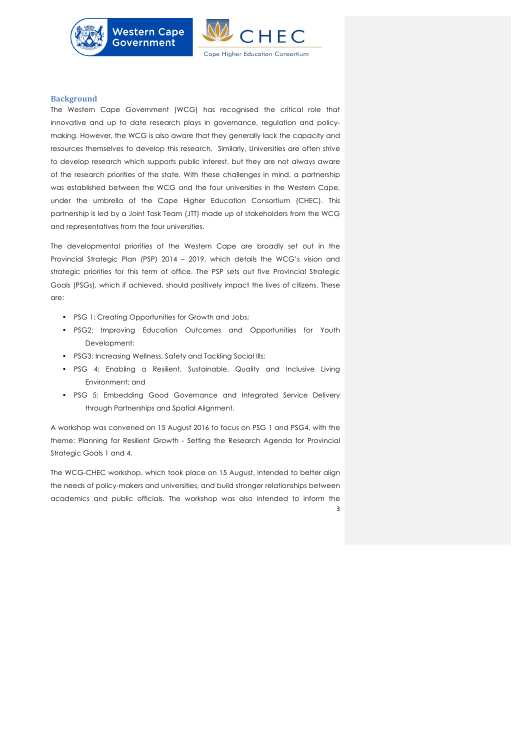## Background

The Western Cape Government (WCG) has recognised the critical role that innovative and up to date research plays in governance, regulation and policy-making. However, the WCG is also aware that they generally lack the capacity and resources themselves to develop this research. Similarly, Universities are often strive to develop research which supports public interest, but they are not always aware of the research priorities of the state. With these challenges in mind, a partnership was established between the WCG and the four universities in the Western Cape, under the umbrella of the Cape Higher Education Consortium (CHEC). This partnership is led by a Joint Task Team (JTT) made up of stakeholders from the WCG and representatives from the four universities.

The developmental priorities of the Western Cape are broadly set out in the Provincial Strategic Plan (PSP) 2014 – 2019, which details the WCG's vision and strategic priorities for this term of office. The PSP sets out five Provincial Strategic Goals (PSGs), which if achieved, should positively impact the lives of citizens. These are:

- PSG 1: Creating Opportunities for Growth and Jobs;
- PSG2: Improving Education Outcomes and Opportunities for Youth Development;
- PSG3: Increasing Wellness, Safety and Tackling Social Ills;
- PSG 4: Enabling a Resilient, Sustainable, Quality and Inclusive Living Environment; and
- PSG 5: Embedding Good Governance and Integrated Service Delivery through Partnerships and Spatial Alignment.

A workshop was convened on 15 August 2016 to focus on PSG 1 and PSG4, with the theme: Planning for Resilient Growth - Setting the Research Agenda for Provincial Strategic Goals 1 and 4.

The WCG-CHEC workshop, which took place on 15 August, intended to better align the needs of policy-makers and universities, and build stronger relationships between academics and public officials. The workshop was also intended to inform the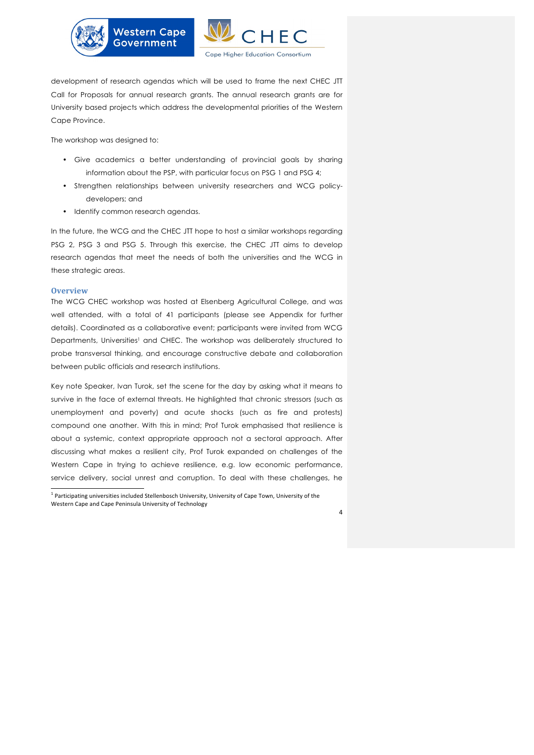development of research agendas which will be used to frame the next CHEC JTT Call for Proposals for annual research grants. The annual research grants are for University based projects which address the developmental priorities of the Western Cape Province.

The workshop was designed to:

- Give academics a better understanding of provincial goals by sharing information about the PSP, with particular focus on PSG 1 and PSG 4;
- Strengthen relationships between university researchers and WCG policy-developers; and
- Identify common research agendas.

In the future, the WCG and the CHEC JTT hope to host a similar workshops regarding PSG 2, PSG 3 and PSG 5. Through this exercise, the CHEC JTT aims to develop research agendas that meet the needs of both the universities and the WCG in these strategic areas.

## Overview

The WCG CHEC workshop was hosted at Elsenberg Agricultural College, and was well attended, with a total of 41 participants (please see Appendix for further details). Coordinated as a collaborative event; participants were invited from WCG Departments, Universities[1] and CHEC. The workshop was deliberately structured to probe transversal thinking, and encourage constructive debate and collaboration between public officials and research institutions.

Key note Speaker, Ivan Turok, set the scene for the day by asking what it means to survive in the face of external threats. He highlighted that chronic stressors (such as unemployment and poverty) and acute shocks (such as fire and protests) compound one another. With this in mind; Prof Turok emphasised that resilience is about a systemic, context appropriate approach not a sectoral approach. After discussing what makes a resilient city, Prof Turok expanded on challenges of the Western Cape in trying to achieve resilience, e.g. low economic performance, service delivery, social unrest and corruption. To deal with these challenges, he

---

[1] Participating universities included Stellenbosch University, University of Cape Town, University of the Western Cape and Cape Peninsula University of Technology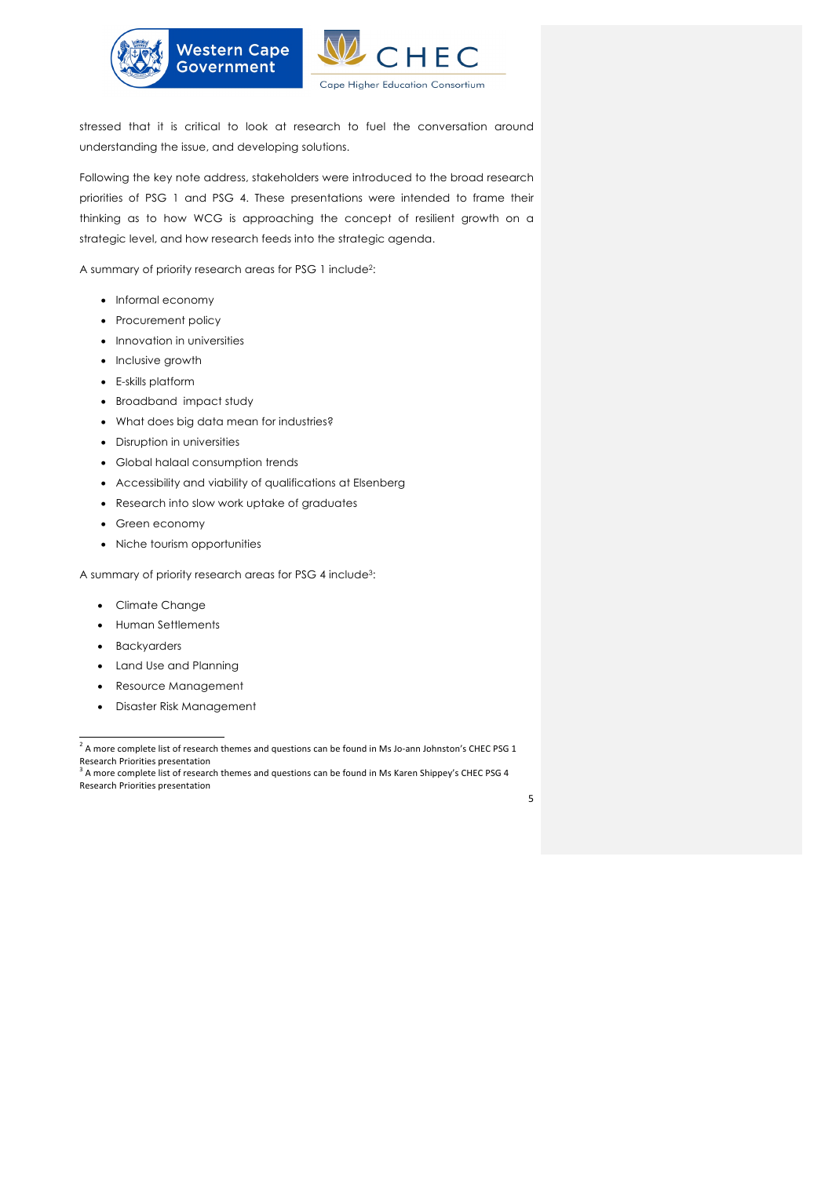stressed that it is critical to look at research to fuel the conversation around understanding the issue, and developing solutions.

Following the key note address, stakeholders were introduced to the broad research priorities of PSG 1 and PSG 4. These presentations were intended to frame their thinking as to how WCG is approaching the concept of resilient growth on a strategic level, and how research feeds into the strategic agenda.

A summary of priority research areas for PSG 1 include[2]:

- Informal economy
- Procurement policy
- Innovation in universities
- Inclusive growth
- E-skills platform
- Broadband impact study
- What does big data mean for industries?
- Disruption in universities
- Global halaal consumption trends
- Accessibility and viability of qualifications at Elsenberg
- Research into slow work uptake of graduates
- Green economy
- Niche tourism opportunities

A summary of priority research areas for PSG 4 include[3]:

- Climate Change
- Human Settlements
- Backyarders
- Land Use and Planning
- Resource Management
- Disaster Risk Management

[2] A more complete list of research themes and questions can be found in Ms Jo-ann Johnston's CHEC PSG 1 Research Priorities presentation

[3] A more complete list of research themes and questions can be found in Ms Karen Shippey's CHEC PSG 4 Research Priorities presentation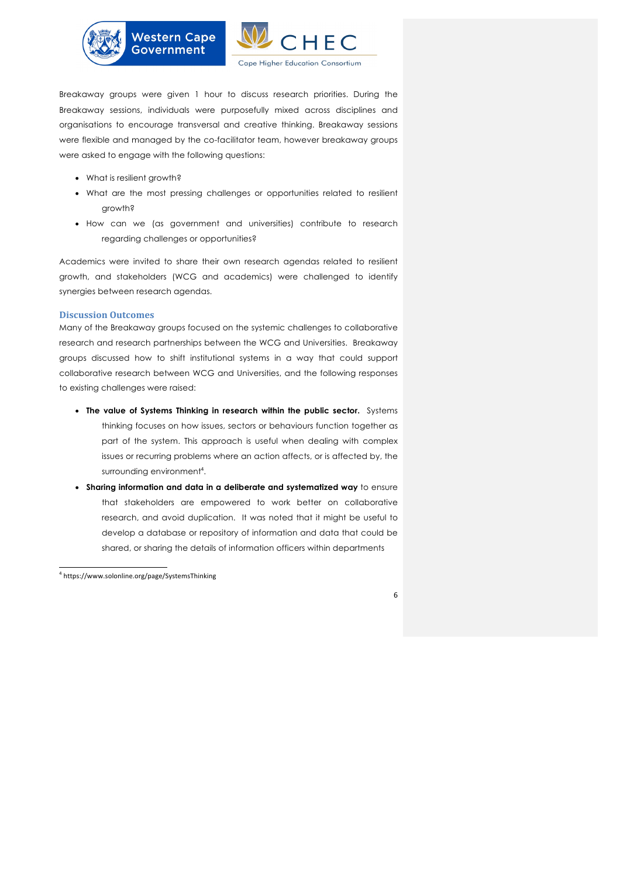Breakaway groups were given 1 hour to discuss research priorities. During the Breakaway sessions, individuals were purposefully mixed across disciplines and organisations to encourage transversal and creative thinking. Breakaway sessions were flexible and managed by the co-facilitator team, however breakaway groups were asked to engage with the following questions:

- What is resilient growth?
- What are the most pressing challenges or opportunities related to resilient growth?
- How can we (as government and universities) contribute to research regarding challenges or opportunities?

Academics were invited to share their own research agendas related to resilient growth, and stakeholders (WCG and academics) were challenged to identify synergies between research agendas.

### Discussion Outcomes

Many of the Breakaway groups focused on the systemic challenges to collaborative research and research partnerships between the WCG and Universities. Breakaway groups discussed how to shift institutional systems in a way that could support collaborative research between WCG and Universities, and the following responses to existing challenges were raised:

- **The value of Systems Thinking in research within the public sector.** Systems thinking focuses on how issues, sectors or behaviours function together as part of the system. This approach is useful when dealing with complex issues or recurring problems where an action affects, or is affected by, the surrounding environment[4].
- **Sharing information and data in a deliberate and systematized way** to ensure that stakeholders are empowered to work better on collaborative research, and avoid duplication. It was noted that it might be useful to develop a database or repository of information and data that could be shared, or sharing the details of information officers within departments

[4] https://www.solonline.org/page/SystemsThinking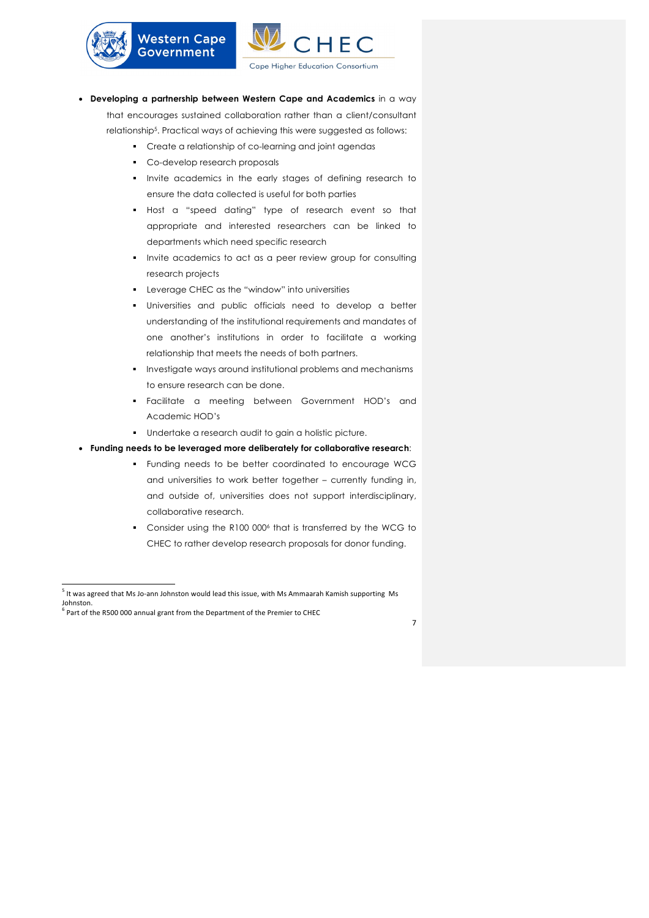- **Developing a partnership between Western Cape and Academics** in a way that encourages sustained collaboration rather than a client/consultant relationship[5]. Practical ways of achieving this were suggested as follows:
    - Create a relationship of co-learning and joint agendas
    - Co-develop research proposals
    - Invite academics in the early stages of defining research to ensure the data collected is useful for both parties
    - Host a "speed dating" type of research event so that appropriate and interested researchers can be linked to departments which need specific research
    - Invite academics to act as a peer review group for consulting research projects
    - Leverage CHEC as the "window" into universities
    - Universities and public officials need to develop a better understanding of the institutional requirements and mandates of one another's institutions in order to facilitate a working relationship that meets the needs of both partners.
    - Investigate ways around institutional problems and mechanisms to ensure research can be done.
    - Facilitate a meeting between Government HOD's and Academic HOD's
    - Undertake a research audit to gain a holistic picture.
- **Funding needs to be leveraged more deliberately for collaborative research**:
    - Funding needs to be better coordinated to encourage WCG and universities to work better together – currently funding in, and outside of, universities does not support interdisciplinary, collaborative research.
    - Consider using the R100 000[6] that is transferred by the WCG to CHEC to rather develop research proposals for donor funding.

[5] It was agreed that Ms Jo-ann Johnston would lead this issue, with Ms Ammaarah Kamish supporting Ms Johnston.

[6] Part of the R500 000 annual grant from the Department of the Premier to CHEC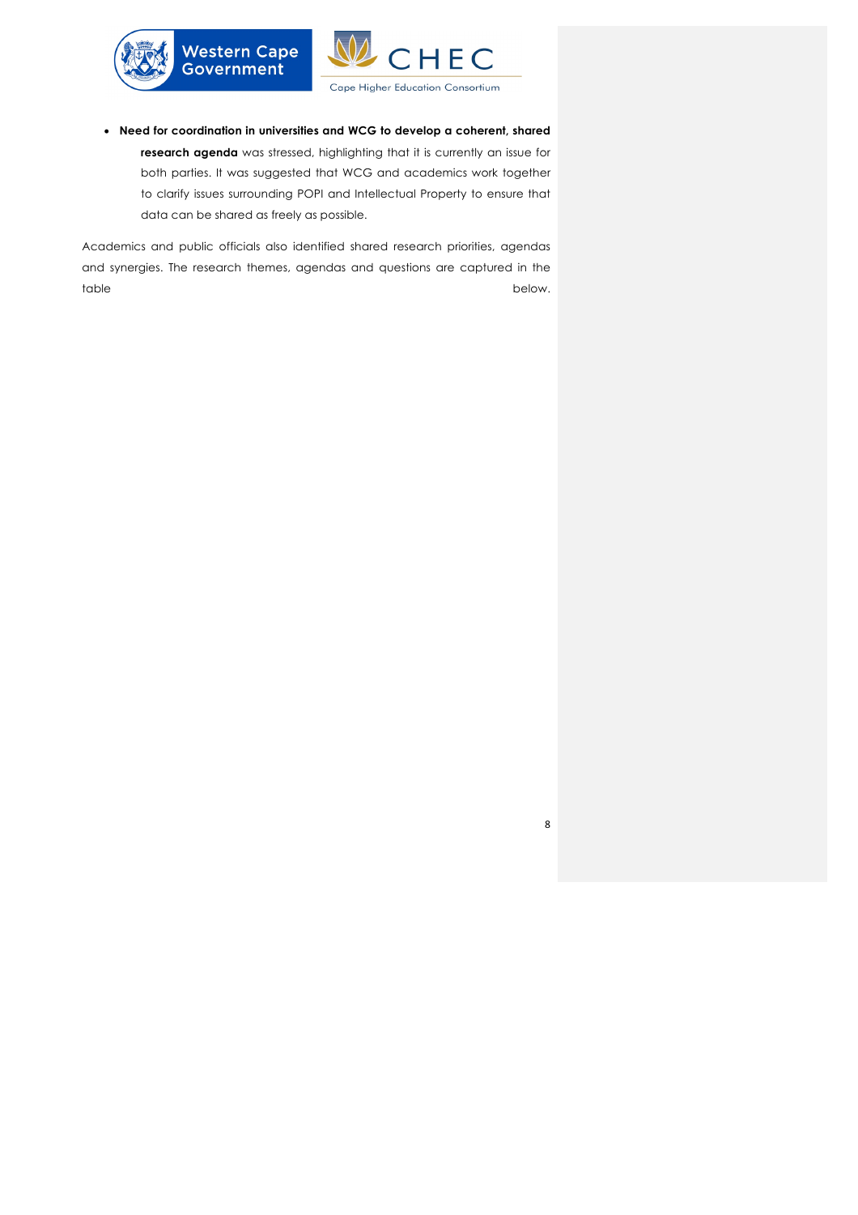- **Need for coordination in universities and WCG to develop a coherent, shared research agenda** was stressed, highlighting that it is currently an issue for both parties. It was suggested that WCG and academics work together to clarify issues surrounding POPI and Intellectual Property to ensure that data can be shared as freely as possible.

Academics and public officials also identified shared research priorities, agendas and synergies. The research themes, agendas and questions are captured in the table below.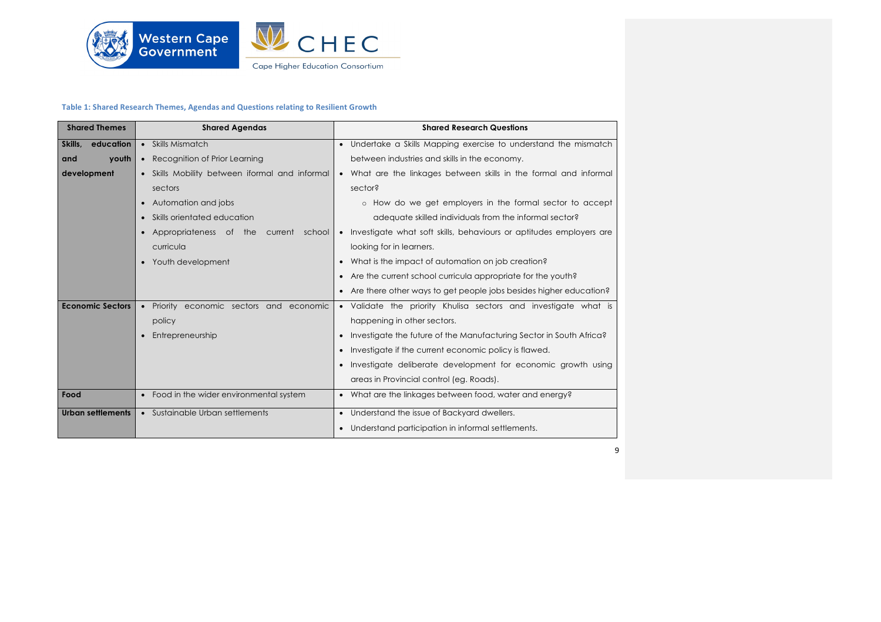**Table 1: Shared Research Themes, Agendas and Questions relating to Resilient Growth**

| Shared Themes | Shared Agendas | Shared Research Questions |
|---|---|---|
| **Skills, education and youth development** | • Skills Mismatch<br>• Recognition of Prior Learning<br>• Skills Mobility between iformal and informal sectors<br>• Automation and jobs<br>• Skills orientated education<br>• Appropriateness of the current school curricula<br>• Youth development | • Undertake a Skills Mapping exercise to understand the mismatch between industries and skills in the economy.<br>• What are the linkages between skills in the formal and informal sector?<br>  ○ How do we get employers in the formal sector to accept adequate skilled individuals from the informal sector?<br>• Investigate what soft skills, behaviours or aptitudes employers are looking for in learners.<br>• What is the impact of automation on job creation?<br>• Are the current school curricula appropriate for the youth?<br>• Are there other ways to get people jobs besides higher education? |
| **Economic Sectors** | • Priority economic sectors and economic policy<br>• Entrepreneurship | • Validate the priority Khulisa sectors and investigate what is happening in other sectors.<br>• Investigate the future of the Manufacturing Sector in South Africa?<br>• Investigate if the current economic policy is flawed.<br>• Investigate deliberate development for economic growth using areas in Provincial control (eg. Roads). |
| **Food** | • Food in the wider environmental system | • What are the linkages between food, water and energy? |
| **Urban settlements** | • Sustainable Urban settlements | • Understand the issue of Backyard dwellers.<br>• Understand participation in informal settlements. |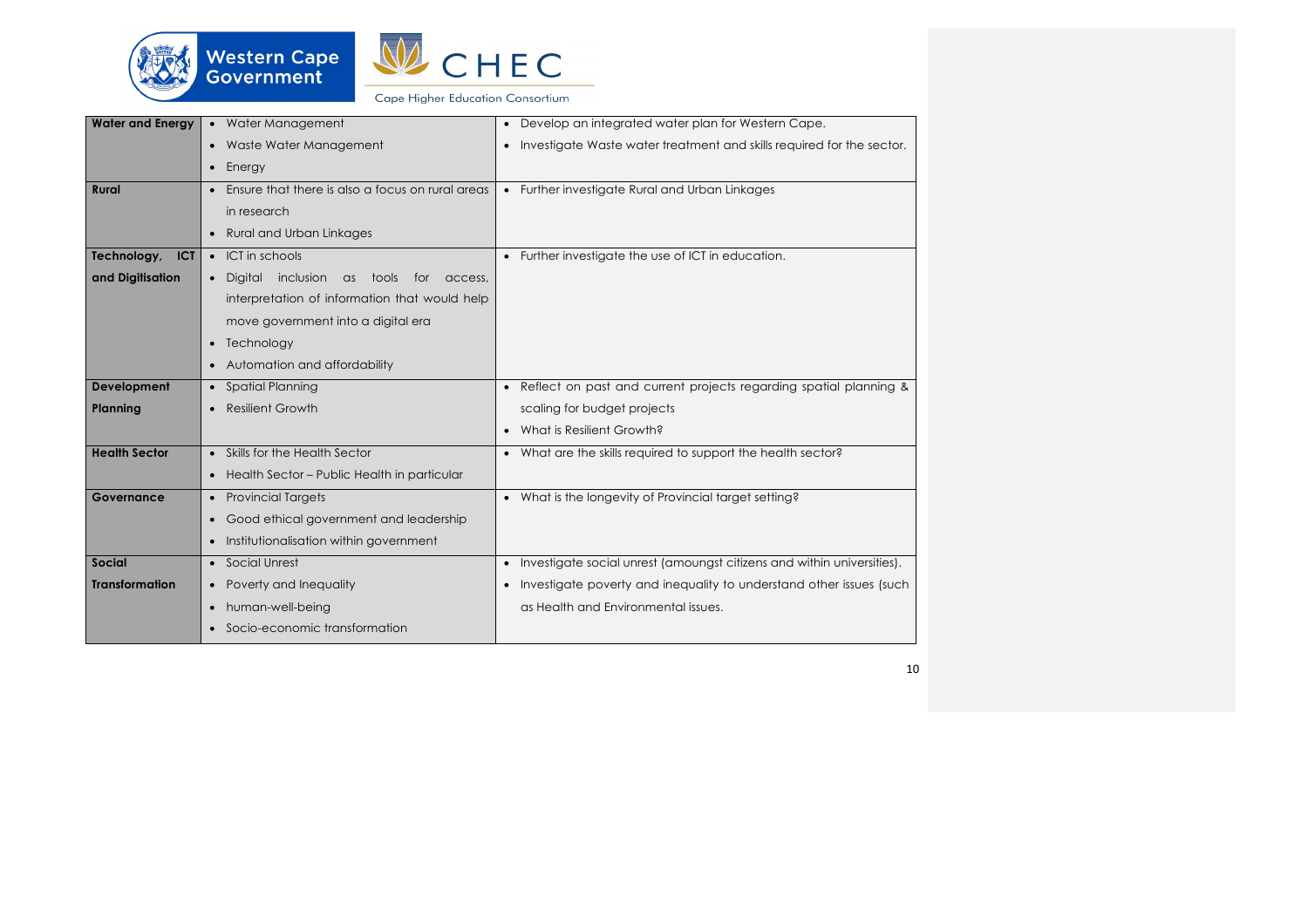| Water and Energy | • Water Management<br>• Waste Water Management<br>• Energy | • Develop an integrated water plan for Western Cape.<br>• Investigate Waste water treatment and skills required for the sector. |
|---|---|---|
| Rural | • Ensure that there is also a focus on rural areas in research<br>• Rural and Urban Linkages | • Further investigate Rural and Urban Linkages |
| Technology, ICT and Digitisation | • ICT in schools<br>• Digital inclusion as tools for access, interpretation of information that would help move government into a digital era<br>• Technology<br>• Automation and affordability | • Further investigate the use of ICT in education. |
| Development Planning | • Spatial Planning<br>• Resilient Growth | • Reflect on past and current projects regarding spatial planning & scaling for budget projects<br>• What is Resilient Growth? |
| Health Sector | • Skills for the Health Sector<br>• Health Sector – Public Health in particular | • What are the skills required to support the health sector? |
| Governance | • Provincial Targets<br>• Good ethical government and leadership<br>• Institutionalisation within government | • What is the longevity of Provincial target setting? |
| Social Transformation | • Social Unrest<br>• Poverty and Inequality<br>• human-well-being<br>• Socio-economic transformation | • Investigate social unrest (amoungst citizens and within universities).<br>• Investigate poverty and inequality to understand other issues (such as Health and Environmental issues. |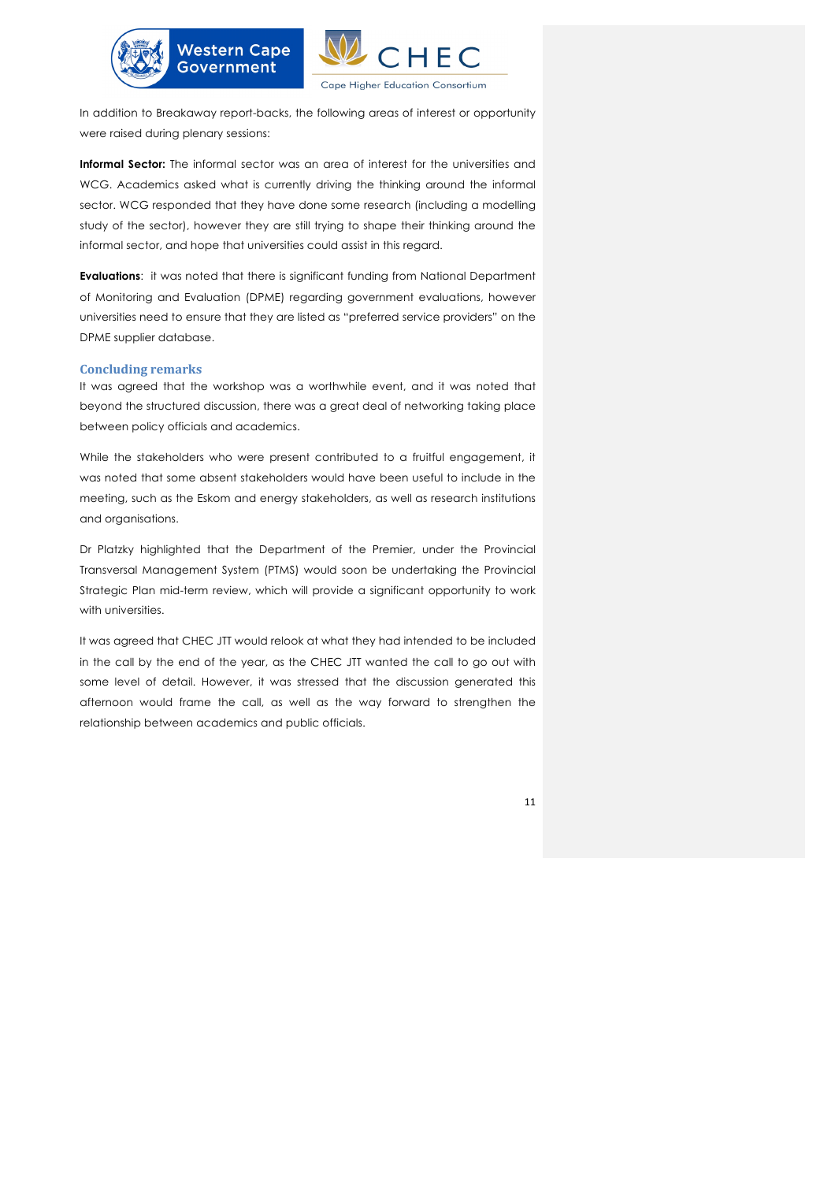In addition to Breakaway report-backs, the following areas of interest or opportunity were raised during plenary sessions:

**Informal Sector:** The informal sector was an area of interest for the universities and WCG. Academics asked what is currently driving the thinking around the informal sector. WCG responded that they have done some research (including a modelling study of the sector), however they are still trying to shape their thinking around the informal sector, and hope that universities could assist in this regard.

**Evaluations**: it was noted that there is significant funding from National Department of Monitoring and Evaluation (DPME) regarding government evaluations, however universities need to ensure that they are listed as "preferred service providers" on the DPME supplier database.

### Concluding remarks

It was agreed that the workshop was a worthwhile event, and it was noted that beyond the structured discussion, there was a great deal of networking taking place between policy officials and academics.

While the stakeholders who were present contributed to a fruitful engagement, it was noted that some absent stakeholders would have been useful to include in the meeting, such as the Eskom and energy stakeholders, as well as research institutions and organisations.

Dr Platzky highlighted that the Department of the Premier, under the Provincial Transversal Management System (PTMS) would soon be undertaking the Provincial Strategic Plan mid-term review, which will provide a significant opportunity to work with universities.

It was agreed that CHEC JTT would relook at what they had intended to be included in the call by the end of the year, as the CHEC JTT wanted the call to go out with some level of detail. However, it was stressed that the discussion generated this afternoon would frame the call, as well as the way forward to strengthen the relationship between academics and public officials.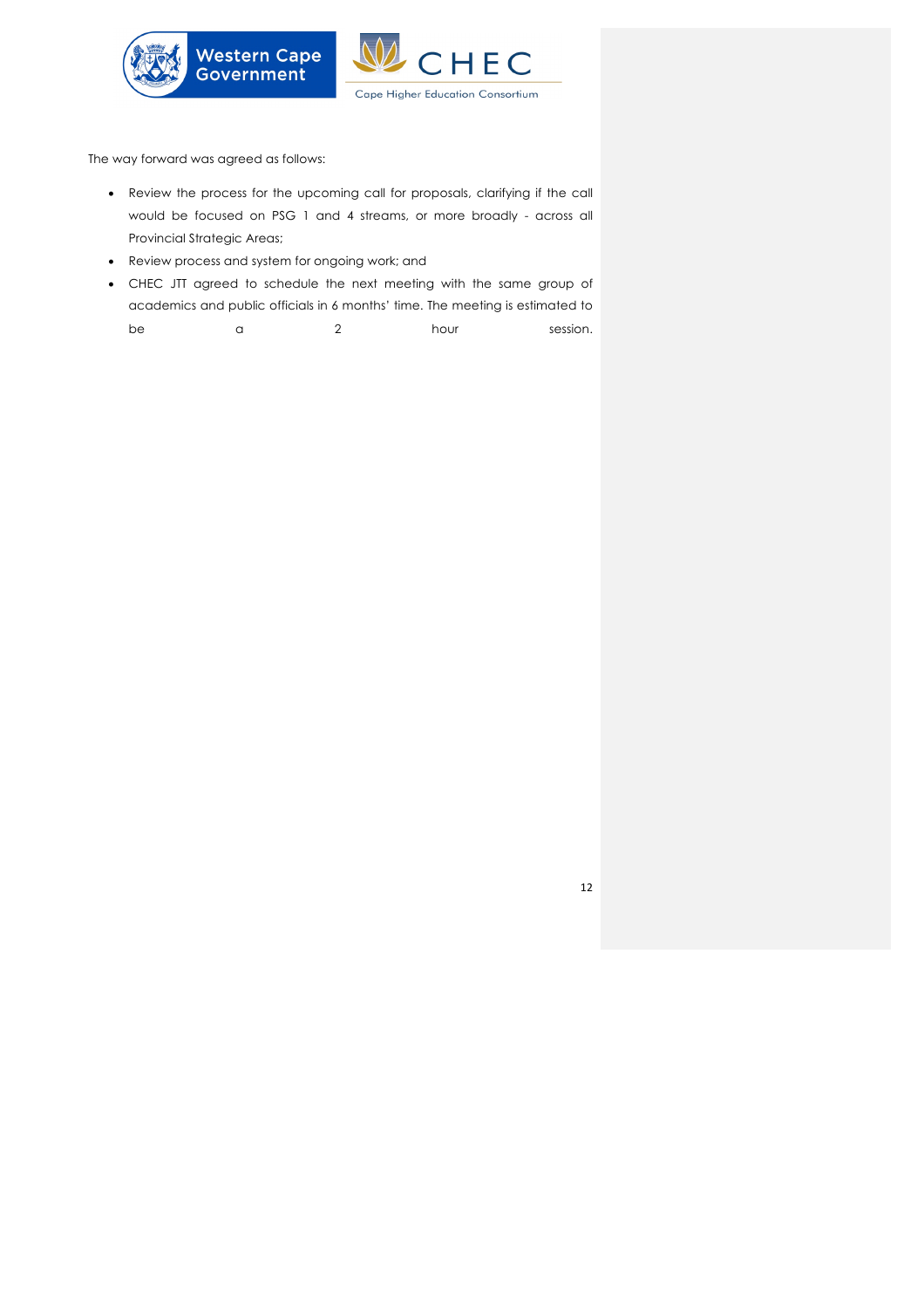The way forward was agreed as follows:

- Review the process for the upcoming call for proposals, clarifying if the call would be focused on PSG 1 and 4 streams, or more broadly - across all Provincial Strategic Areas;
- Review process and system for ongoing work; and
- CHEC JTT agreed to schedule the next meeting with the same group of academics and public officials in 6 months' time. The meeting is estimated to be a 2 hour session.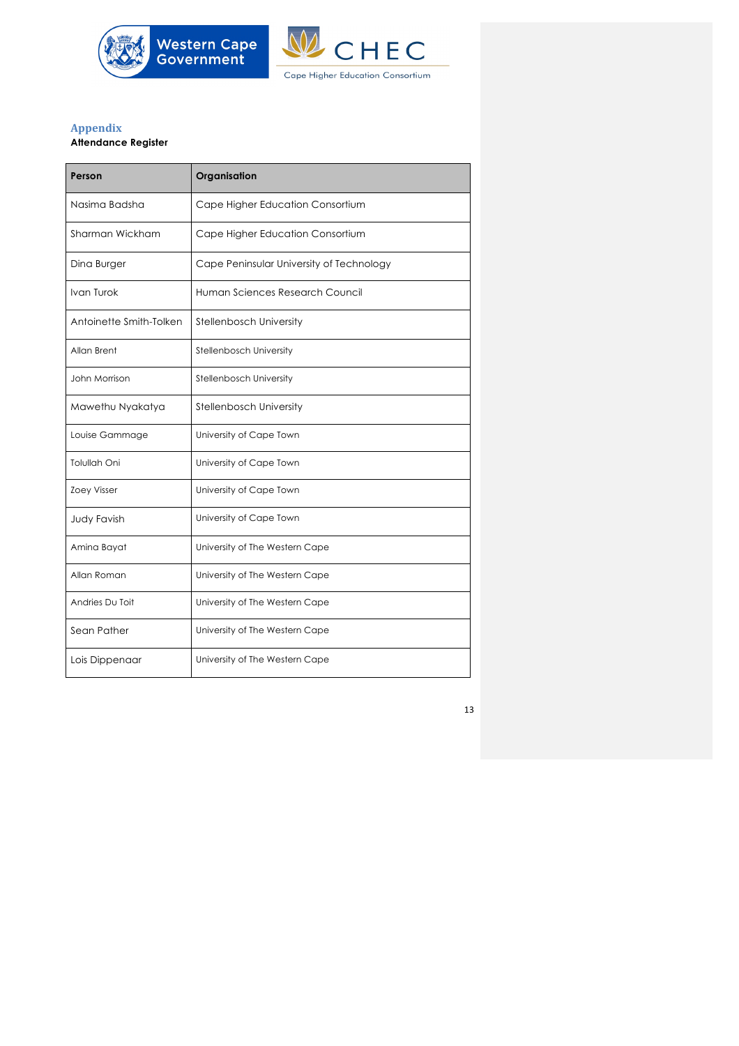## Appendix

**Attendance Register**

| Person | Organisation |
|---|---|
| Nasima Badsha | Cape Higher Education Consortium |
| Sharman Wickham | Cape Higher Education Consortium |
| Dina Burger | Cape Peninsular University of Technology |
| Ivan Turok | Human Sciences Research Council |
| Antoinette Smith-Tolken | Stellenbosch University |
| Allan Brent | Stellenbosch University |
| John Morrison | Stellenbosch University |
| Mawethu Nyakatya | Stellenbosch University |
| Louise Gammage | University of Cape Town |
| Tolullah Oni | University of Cape Town |
| Zoey Visser | University of Cape Town |
| Judy Favish | University of Cape Town |
| Amina Bayat | University of The Western Cape |
| Allan Roman | University of The Western Cape |
| Andries Du Toit | University of The Western Cape |
| Sean Pather | University of The Western Cape |
| Lois Dippenaar | University of The Western Cape |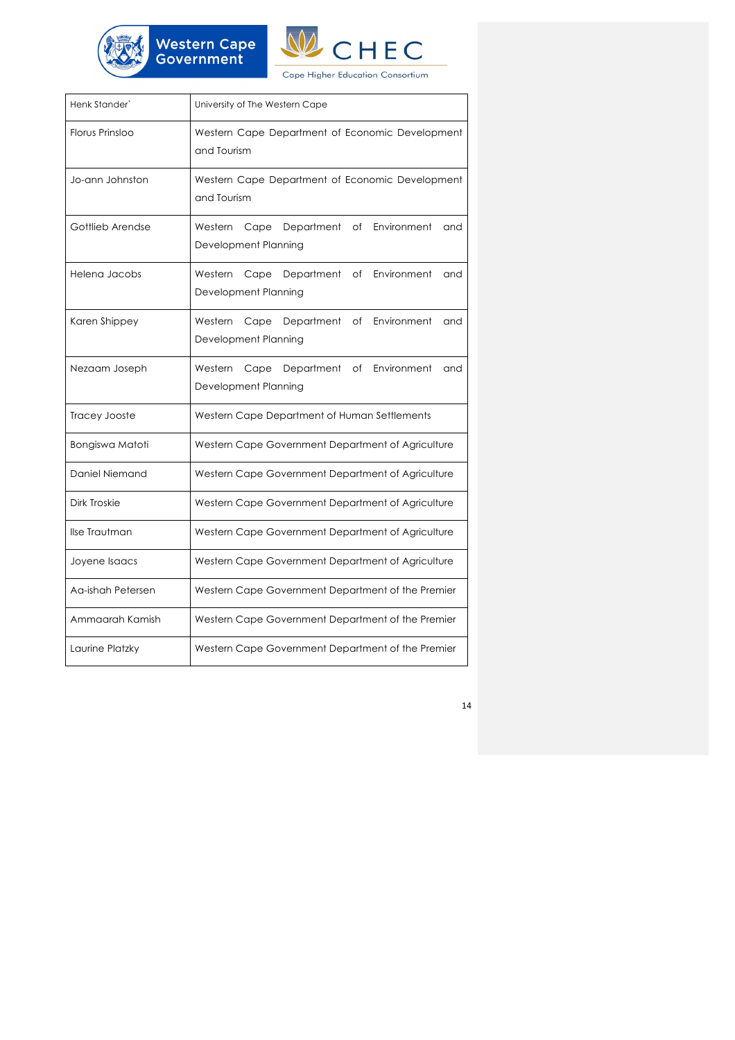| Henk Stander` | University of The Western Cape |
|---|---|
| Florus Prinsloo | Western Cape Department of Economic Development and Tourism |
| Jo-ann Johnston | Western Cape Department of Economic Development and Tourism |
| Gottlieb Arendse | Western Cape Department of Environment and Development Planning |
| Helena Jacobs | Western Cape Department of Environment and Development Planning |
| Karen Shippey | Western Cape Department of Environment and Development Planning |
| Nezaam Joseph | Western Cape Department of Environment and Development Planning |
| Tracey Jooste | Western Cape Department of Human Settlements |
| Bongiswa Matoti | Western Cape Government Department of Agriculture |
| Daniel Niemand | Western Cape Government Department of Agriculture |
| Dirk Troskie | Western Cape Government Department of Agriculture |
| Ilse Trautman | Western Cape Government Department of Agriculture |
| Joyene Isaacs | Western Cape Government Department of Agriculture |
| Aa-ishah Petersen | Western Cape Government Department of the Premier |
| Ammaarah Kamish | Western Cape Government Department of the Premier |
| Laurine Platzky | Western Cape Government Department of the Premier |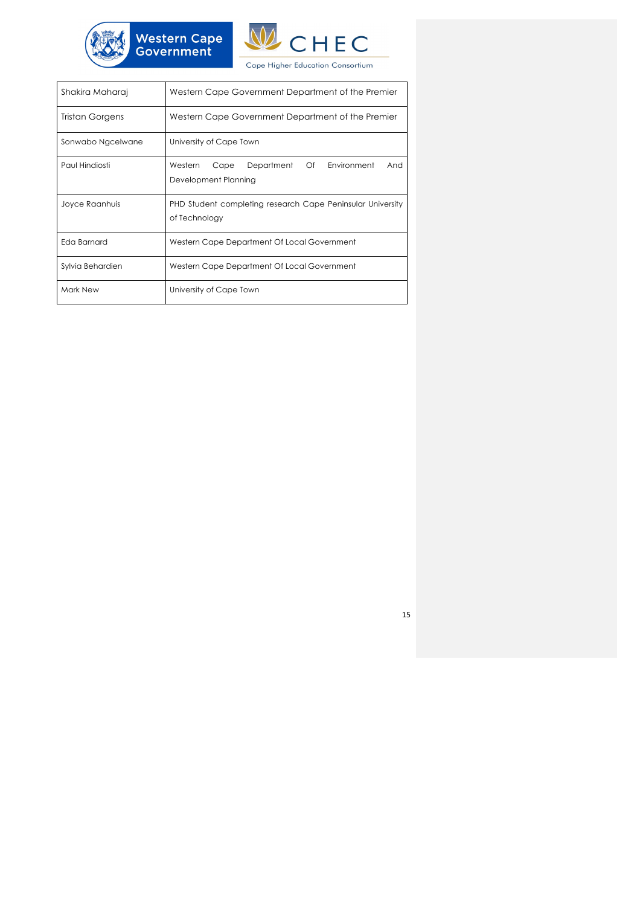| Shakira Maharaj | Western Cape Government Department of the Premier |
|---|---|
| Tristan Gorgens | Western Cape Government Department of the Premier |
| Sonwabo Ngcelwane | University of Cape Town |
| Paul Hindiosti | Western Cape Department Of Environment And Development Planning |
| Joyce Raanhuis | PHD Student completing research Cape Peninsular University of Technology |
| Eda Barnard | Western Cape Department Of Local Government |
| Sylvia Behardien | Western Cape Department Of Local Government |
| Mark New | University of Cape Town |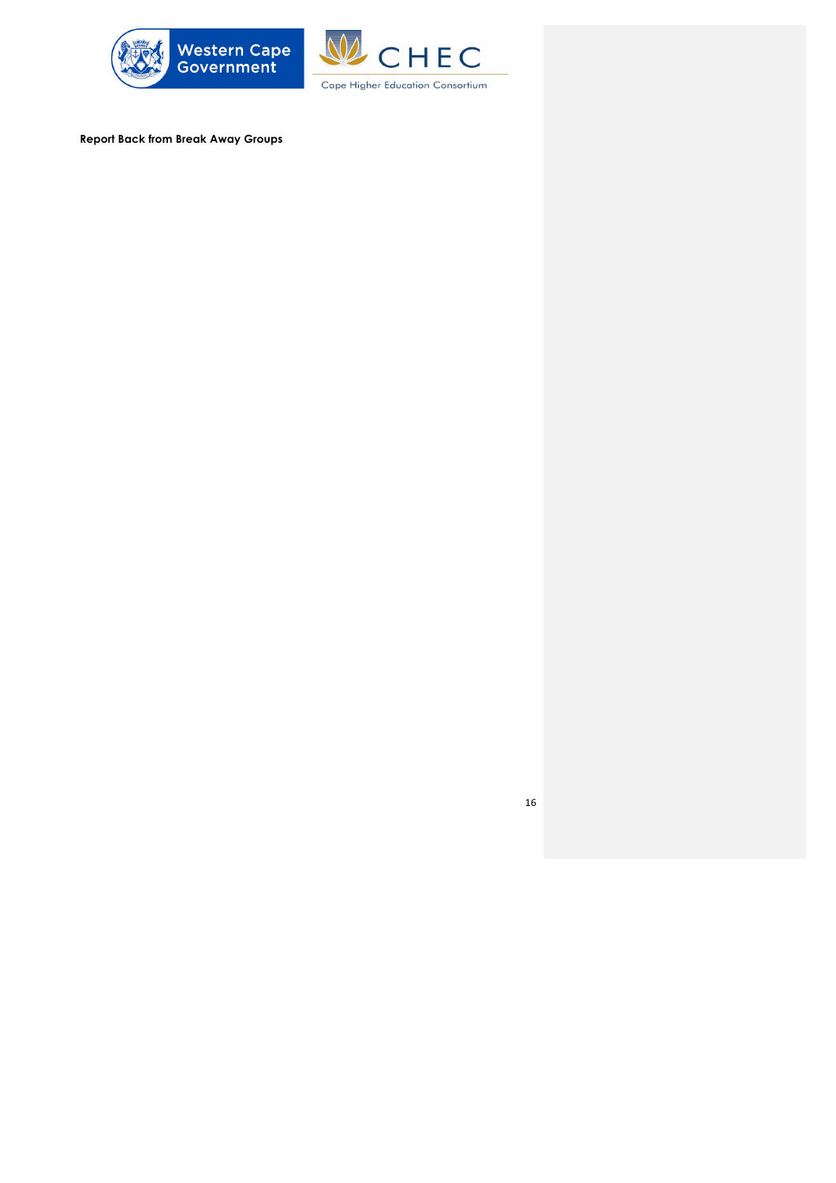**Report Back from Break Away Groups**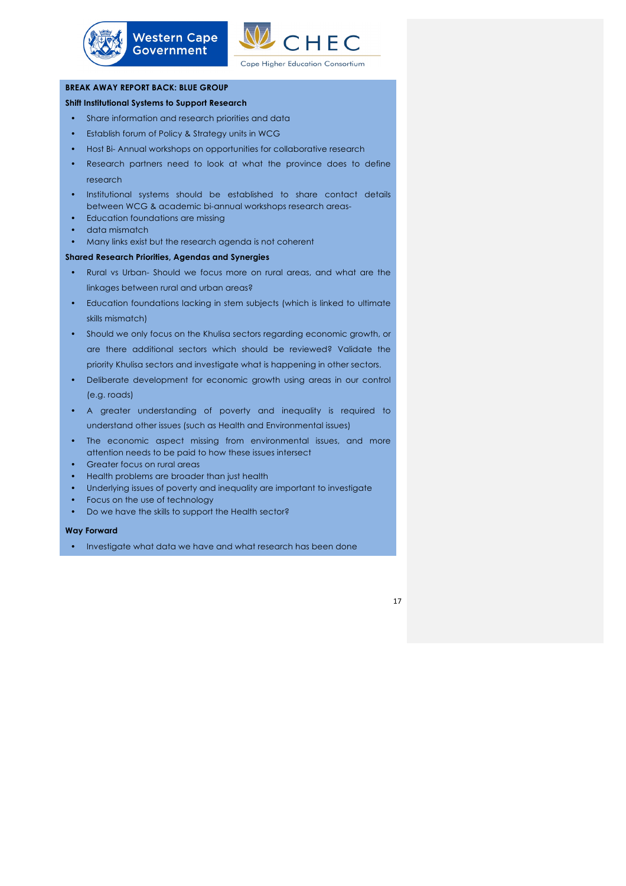**BREAK AWAY REPORT BACK: BLUE GROUP**

**Shift Institutional Systems to Support Research**

- Share information and research priorities and data
- Establish forum of Policy & Strategy units in WCG
- Host Bi- Annual workshops on opportunities for collaborative research
- Research partners need to look at what the province does to define research
- Institutional systems should be established to share contact details between WCG & academic bi-annual workshops research areas-
- Education foundations are missing
- data mismatch
- Many links exist but the research agenda is not coherent

**Shared Research Priorities, Agendas and Synergies**

- Rural vs Urban- Should we focus more on rural areas, and what are the linkages between rural and urban areas?
- Education foundations lacking in stem subjects (which is linked to ultimate skills mismatch)
- Should we only focus on the Khulisa sectors regarding economic growth, or are there additional sectors which should be reviewed? Validate the priority Khulisa sectors and investigate what is happening in other sectors.
- Deliberate development for economic growth using areas in our control (e.g. roads)
- A greater understanding of poverty and inequality is required to understand other issues (such as Health and Environmental issues)
- The economic aspect missing from environmental issues, and more attention needs to be paid to how these issues intersect
- Greater focus on rural areas
- Health problems are broader than just health
- Underlying issues of poverty and inequality are important to investigate
- Focus on the use of technology
- Do we have the skills to support the Health sector?

**Way Forward**

- Investigate what data we have and what research has been done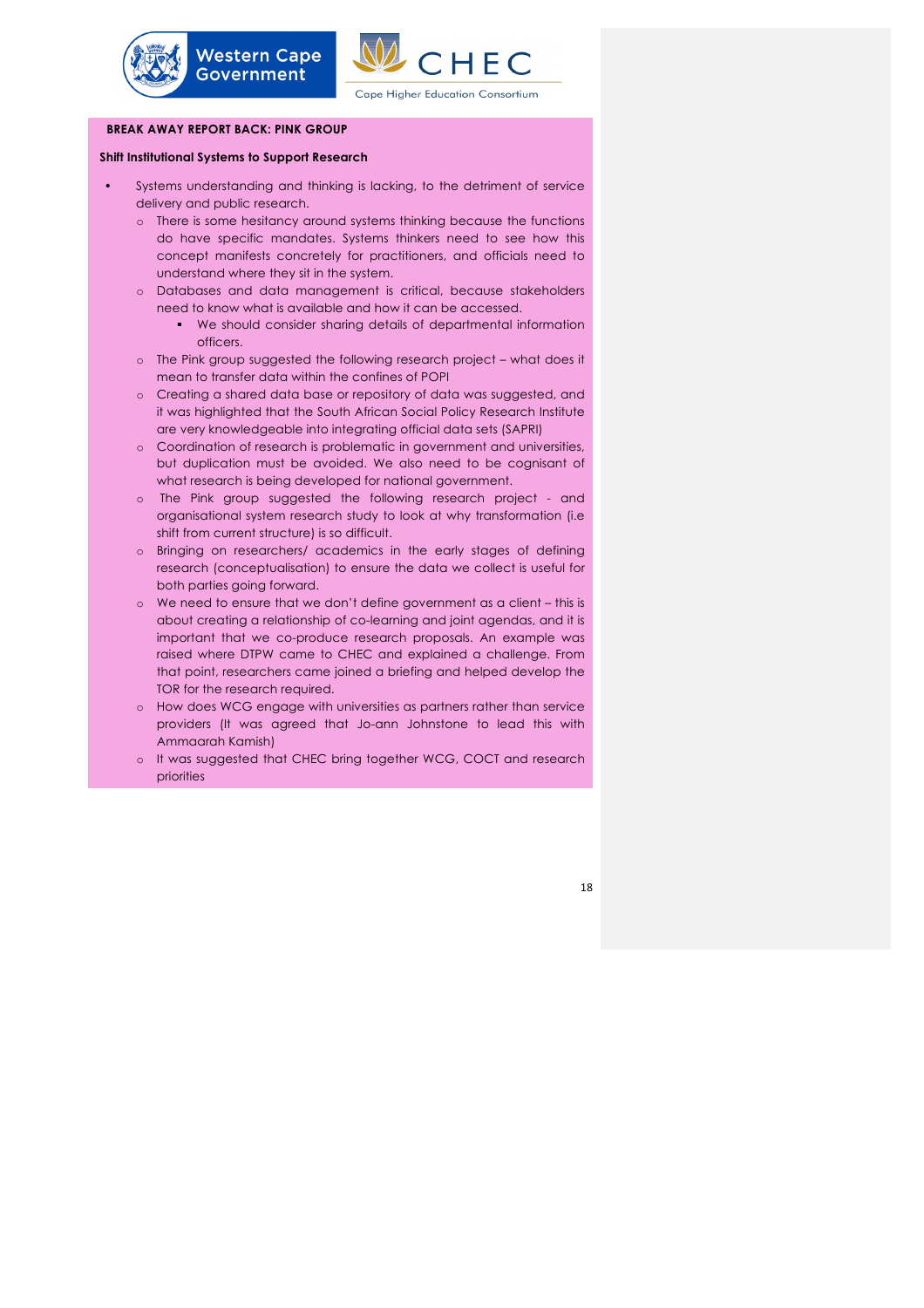**BREAK AWAY REPORT BACK: PINK GROUP**

**Shift Institutional Systems to Support Research**

- Systems understanding and thinking is lacking, to the detriment of service delivery and public research.
  - There is some hesitancy around systems thinking because the functions do have specific mandates. Systems thinkers need to see how this concept manifests concretely for practitioners, and officials need to understand where they sit in the system.
  - Databases and data management is critical, because stakeholders need to know what is available and how it can be accessed.
    - We should consider sharing details of departmental information officers.
  - The Pink group suggested the following research project – what does it mean to transfer data within the confines of POPI
  - Creating a shared data base or repository of data was suggested, and it was highlighted that the South African Social Policy Research Institute are very knowledgeable into integrating official data sets (SAPRI)
  - Coordination of research is problematic in government and universities, but duplication must be avoided. We also need to be cognisant of what research is being developed for national government.
  - The Pink group suggested the following research project - and organisational system research study to look at why transformation (i.e shift from current structure) is so difficult.
  - Bringing on researchers/ academics in the early stages of defining research (conceptualisation) to ensure the data we collect is useful for both parties going forward.
  - We need to ensure that we don't define government as a client – this is about creating a relationship of co-learning and joint agendas, and it is important that we co-produce research proposals. An example was raised where DTPW came to CHEC and explained a challenge. From that point, researchers came joined a briefing and helped develop the TOR for the research required.
  - How does WCG engage with universities as partners rather than service providers (It was agreed that Jo-ann Johnstone to lead this with Ammaarah Kamish)
  - It was suggested that CHEC bring together WCG, COCT and research priorities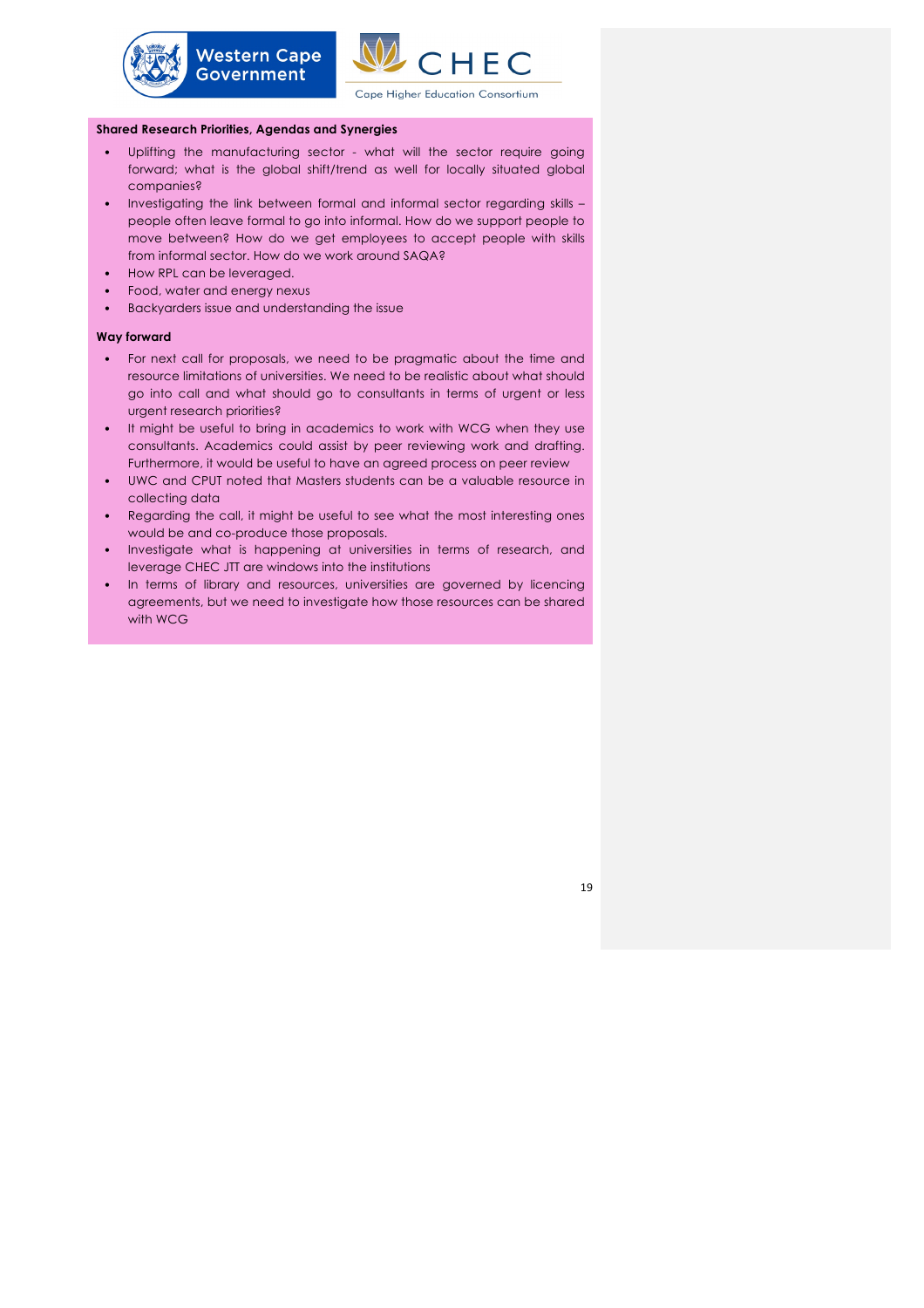**Shared Research Priorities, Agendas and Synergies**

- Uplifting the manufacturing sector - what will the sector require going forward; what is the global shift/trend as well for locally situated global companies?
- Investigating the link between formal and informal sector regarding skills – people often leave formal to go into informal. How do we support people to move between? How do we get employees to accept people with skills from informal sector. How do we work around SAQA?
- How RPL can be leveraged.
- Food, water and energy nexus
- Backyarders issue and understanding the issue

**Way forward**

- For next call for proposals, we need to be pragmatic about the time and resource limitations of universities. We need to be realistic about what should go into call and what should go to consultants in terms of urgent or less urgent research priorities?
- It might be useful to bring in academics to work with WCG when they use consultants. Academics could assist by peer reviewing work and drafting. Furthermore, it would be useful to have an agreed process on peer review
- UWC and CPUT noted that Masters students can be a valuable resource in collecting data
- Regarding the call, it might be useful to see what the most interesting ones would be and co-produce those proposals.
- Investigate what is happening at universities in terms of research, and leverage CHEC JTT are windows into the institutions
- In terms of library and resources, universities are governed by licencing agreements, but we need to investigate how those resources can be shared with WCG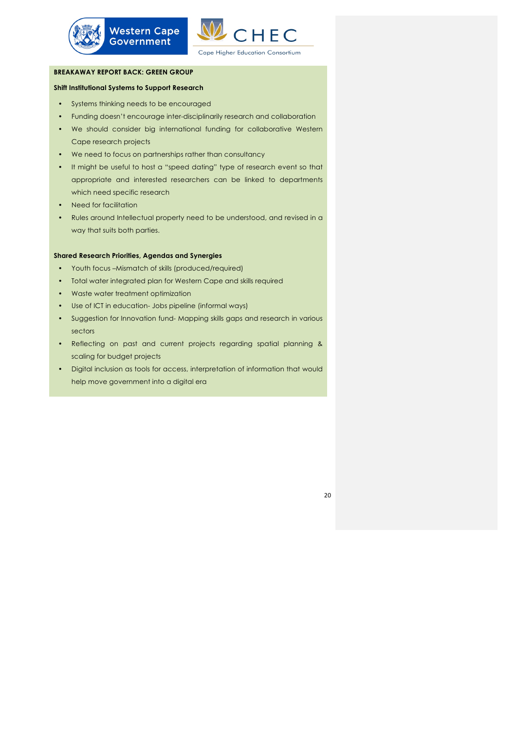**BREAKAWAY REPORT BACK: GREEN GROUP**

**Shift Institutional Systems to Support Research**

- Systems thinking needs to be encouraged
- Funding doesn't encourage inter-disciplinarily research and collaboration
- We should consider big international funding for collaborative Western Cape research projects
- We need to focus on partnerships rather than consultancy
- It might be useful to host a "speed dating" type of research event so that appropriate and interested researchers can be linked to departments which need specific research
- Need for facilitation
- Rules around Intellectual property need to be understood, and revised in a way that suits both parties.

**Shared Research Priorities, Agendas and Synergies**

- Youth focus –Mismatch of skills (produced/required)
- Total water integrated plan for Western Cape and skills required
- Waste water treatment optimization
- Use of ICT in education- Jobs pipeline (informal ways)
- Suggestion for Innovation fund- Mapping skills gaps and research in various sectors
- Reflecting on past and current projects regarding spatial planning & scaling for budget projects
- Digital inclusion as tools for access, interpretation of information that would help move government into a digital era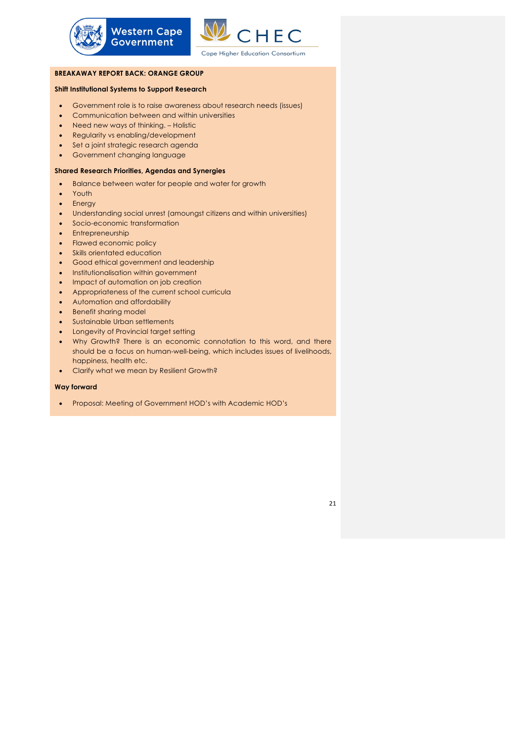**BREAKAWAY REPORT BACK: ORANGE GROUP**

**Shift Institutional Systems to Support Research**

- Government role is to raise awareness about research needs (issues)
- Communication between and within universities
- Need new ways of thinking. – Holistic
- Regularity vs enabling/development
- Set a joint strategic research agenda
- Government changing language

**Shared Research Priorities, Agendas and Synergies**

- Balance between water for people and water for growth
- Youth
- Energy
- Understanding social unrest (amoungst citizens and within universities)
- Socio-economic transformation
- Entrepreneurship
- Flawed economic policy
- Skills orientated education
- Good ethical government and leadership
- Institutionalisation within government
- Impact of automation on job creation
- Appropriateness of the current school curricula
- Automation and affordability
- Benefit sharing model
- Sustainable Urban settlements
- Longevity of Provincial target setting
- Why Growth? There is an economic connotation to this word, and there should be a focus on human-well-being, which includes issues of livelihoods, happiness, health etc.
- Clarify what we mean by Resilient Growth?

**Way forward**

- Proposal: Meeting of Government HOD's with Academic HOD's